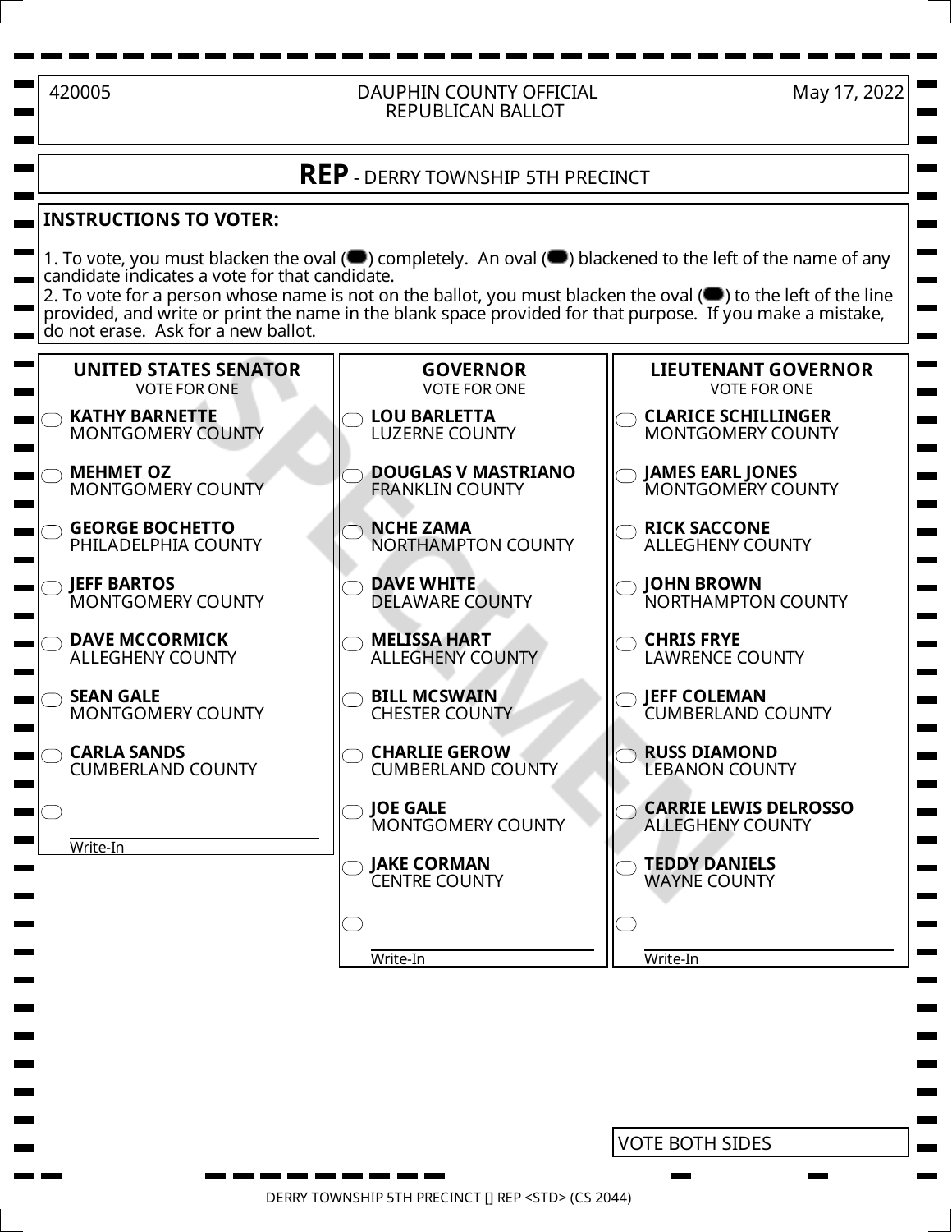420005

DAUPHIN COUNTY OFFICIAL
REPUBLICAN BALLOT

May 17, 2022

# REP - DERRY TOWNSHIP 5TH PRECINCT

**INSTRUCTIONS TO VOTER:**

1. To vote, you must blacken the oval (⬬) completely. An oval (⬬) blackened to the left of the name of any candidate indicates a vote for that candidate.
2. To vote for a person whose name is not on the ballot, you must blacken the oval (⬬) to the left of the line provided, and write or print the name in the blank space provided for that purpose. If you make a mistake, do not erase. Ask for a new ballot.

## UNITED STATES SENATOR
VOTE FOR ONE

- **KATHY BARNETTE** MONTGOMERY COUNTY
- **MEHMET OZ** MONTGOMERY COUNTY
- **GEORGE BOCHETTO** PHILADELPHIA COUNTY
- **JEFF BARTOS** MONTGOMERY COUNTY
- **DAVE MCCORMICK** ALLEGHENY COUNTY
- **SEAN GALE** MONTGOMERY COUNTY
- **CARLA SANDS** CUMBERLAND COUNTY
- Write-In

## GOVERNOR
VOTE FOR ONE

- **LOU BARLETTA** LUZERNE COUNTY
- **DOUGLAS V MASTRIANO** FRANKLIN COUNTY
- **NCHE ZAMA** NORTHAMPTON COUNTY
- **DAVE WHITE** DELAWARE COUNTY
- **MELISSA HART** ALLEGHENY COUNTY
- **BILL MCSWAIN** CHESTER COUNTY
- **CHARLIE GEROW** CUMBERLAND COUNTY
- **JOE GALE** MONTGOMERY COUNTY
- **JAKE CORMAN** CENTRE COUNTY
- Write-In

## LIEUTENANT GOVERNOR
VOTE FOR ONE

- **CLARICE SCHILLINGER** MONTGOMERY COUNTY
- **JAMES EARL JONES** MONTGOMERY COUNTY
- **RICK SACCONE** ALLEGHENY COUNTY
- **JOHN BROWN** NORTHAMPTON COUNTY
- **CHRIS FRYE** LAWRENCE COUNTY
- **JEFF COLEMAN** CUMBERLAND COUNTY
- **RUSS DIAMOND** LEBANON COUNTY
- **CARRIE LEWIS DELROSSO** ALLEGHENY COUNTY
- **TEDDY DANIELS** WAYNE COUNTY
- Write-In

VOTE BOTH SIDES

DERRY TOWNSHIP 5TH PRECINCT [] REP <STD> (CS 2044)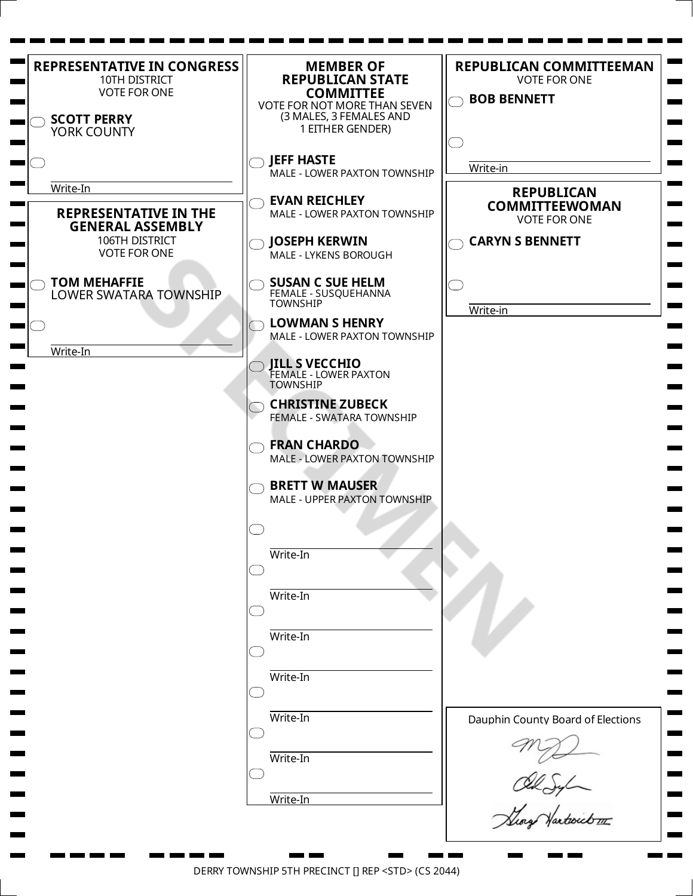## REPRESENTATIVE IN CONGRESS

10TH DISTRICT
VOTE FOR ONE

- **SCOTT PERRY**
  YORK COUNTY
- Write-In

## REPRESENTATIVE IN THE GENERAL ASSEMBLY

106TH DISTRICT
VOTE FOR ONE

- **TOM MEHAFFIE**
  LOWER SWATARA TOWNSHIP
- Write-In

## MEMBER OF REPUBLICAN STATE COMMITTEE

VOTE FOR NOT MORE THAN SEVEN
(3 MALES, 3 FEMALES AND 1 EITHER GENDER)

- **JEFF HASTE**
  MALE - LOWER PAXTON TOWNSHIP
- **EVAN REICHLEY**
  MALE - LOWER PAXTON TOWNSHIP
- **JOSEPH KERWIN**
  MALE - LYKENS BOROUGH
- **SUSAN C SUE HELM**
  FEMALE - SUSQUEHANNA TOWNSHIP
- **LOWMAN S HENRY**
  MALE - LOWER PAXTON TOWNSHIP
- **JILL S VECCHIO**
  FEMALE - LOWER PAXTON TOWNSHIP
- **CHRISTINE ZUBECK**
  FEMALE - SWATARA TOWNSHIP
- **FRAN CHARDO**
  MALE - LOWER PAXTON TOWNSHIP
- **BRETT W MAUSER**
  MALE - UPPER PAXTON TOWNSHIP
- Write-In
- Write-In
- Write-In
- Write-In
- Write-In
- Write-In
- Write-In

## REPUBLICAN COMMITTEEMAN

VOTE FOR ONE

- **BOB BENNETT**
- Write-in

## REPUBLICAN COMMITTEEWOMAN

VOTE FOR ONE

- **CARYN S BENNETT**
- Write-in

SPECIMEN

Dauphin County Board of Elections

DERRY TOWNSHIP 5TH PRECINCT [] REP <STD> (CS 2044)